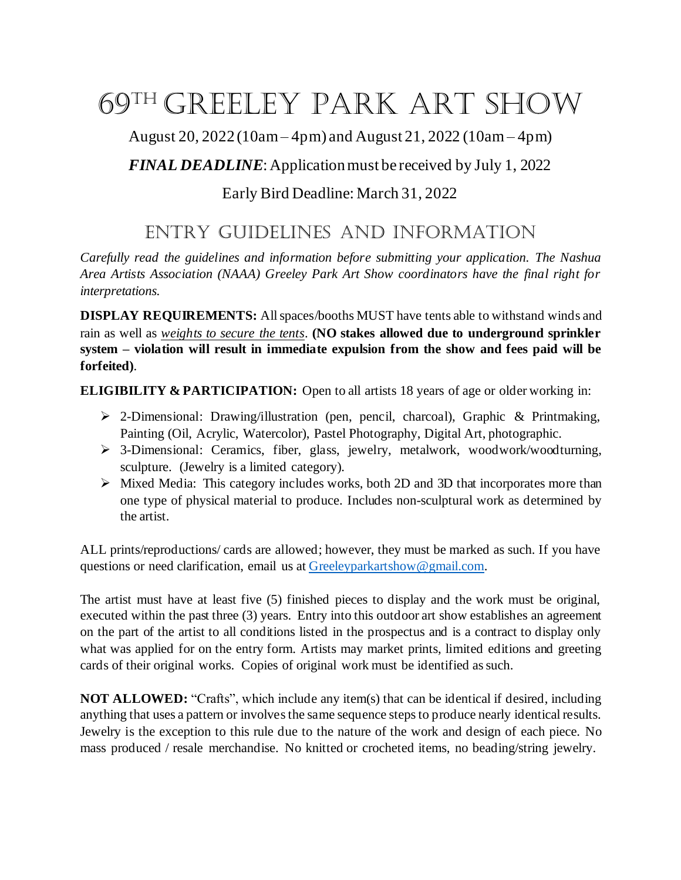# 69TH GREELEY PARK ART SHOW

August 20, 2022 (10am – 4pm) and August 21, 2022 (10am – 4pm)

***FINAL DEADLINE***: Application must be received by July 1, 2022

Early Bird Deadline: March 31, 2022

## ENTRY GUIDELINES AND INFORMATION

*Carefully read the guidelines and information before submitting your application. The Nashua Area Artists Association (NAAA) Greeley Park Art Show coordinators have the final right for interpretations.*

**DISPLAY REQUIREMENTS:** All spaces/booths MUST have tents able to withstand winds and rain as well as *weights to secure the tents*. **(NO stakes allowed due to underground sprinkler system – violation will result in immediate expulsion from the show and fees paid will be forfeited)**.

**ELIGIBILITY & PARTICIPATION:** Open to all artists 18 years of age or older working in:

- 2-Dimensional: Drawing/illustration (pen, pencil, charcoal), Graphic & Printmaking, Painting (Oil, Acrylic, Watercolor), Pastel Photography, Digital Art, photographic.
- 3-Dimensional: Ceramics, fiber, glass, jewelry, metalwork, woodwork/woodturning, sculpture. (Jewelry is a limited category).
- Mixed Media: This category includes works, both 2D and 3D that incorporates more than one type of physical material to produce. Includes non-sculptural work as determined by the artist.

ALL prints/reproductions/ cards are allowed; however, they must be marked as such. If you have questions or need clarification, email us at Greeleyparkartshow@gmail.com.

The artist must have at least five (5) finished pieces to display and the work must be original, executed within the past three (3) years. Entry into this outdoor art show establishes an agreement on the part of the artist to all conditions listed in the prospectus and is a contract to display only what was applied for on the entry form. Artists may market prints, limited editions and greeting cards of their original works. Copies of original work must be identified as such.

**NOT ALLOWED:** "Crafts", which include any item(s) that can be identical if desired, including anything that uses a pattern or involves the same sequence steps to produce nearly identical results. Jewelry is the exception to this rule due to the nature of the work and design of each piece. No mass produced / resale merchandise. No knitted or crocheted items, no beading/string jewelry.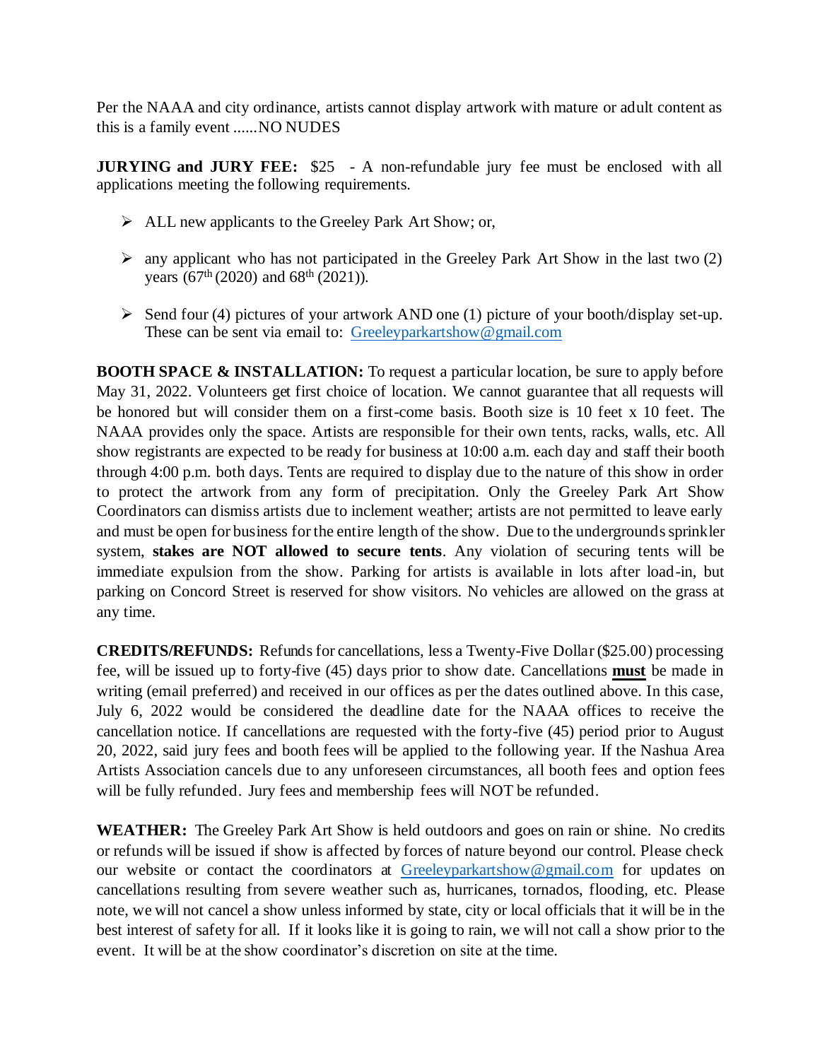Per the NAAA and city ordinance, artists cannot display artwork with mature or adult content as this is a family event ......NO NUDES

**JURYING and JURY FEE:** $25 - A non-refundable jury fee must be enclosed with all applications meeting the following requirements.

- ALL new applicants to the Greeley Park Art Show; or,
- any applicant who has not participated in the Greeley Park Art Show in the last two (2) years (67th (2020) and 68th (2021)).
- Send four (4) pictures of your artwork AND one (1) picture of your booth/display set-up. These can be sent via email to: Greeleyparkartshow@gmail.com

**BOOTH SPACE & INSTALLATION:** To request a particular location, be sure to apply before May 31, 2022. Volunteers get first choice of location. We cannot guarantee that all requests will be honored but will consider them on a first-come basis. Booth size is 10 feet x 10 feet. The NAAA provides only the space. Artists are responsible for their own tents, racks, walls, etc. All show registrants are expected to be ready for business at 10:00 a.m. each day and staff their booth through 4:00 p.m. both days. Tents are required to display due to the nature of this show in order to protect the artwork from any form of precipitation. Only the Greeley Park Art Show Coordinators can dismiss artists due to inclement weather; artists are not permitted to leave early and must be open for business for the entire length of the show. Due to the undergrounds sprinkler system, **stakes are NOT allowed to secure tents**. Any violation of securing tents will be immediate expulsion from the show. Parking for artists is available in lots after load-in, but parking on Concord Street is reserved for show visitors. No vehicles are allowed on the grass at any time.

**CREDITS/REFUNDS:** Refunds for cancellations, less a Twenty-Five Dollar ($25.00) processing fee, will be issued up to forty-five (45) days prior to show date. Cancellations **must** be made in writing (email preferred) and received in our offices as per the dates outlined above. In this case, July 6, 2022 would be considered the deadline date for the NAAA offices to receive the cancellation notice. If cancellations are requested with the forty-five (45) period prior to August 20, 2022, said jury fees and booth fees will be applied to the following year. If the Nashua Area Artists Association cancels due to any unforeseen circumstances, all booth fees and option fees will be fully refunded. Jury fees and membership fees will NOT be refunded.

**WEATHER:** The Greeley Park Art Show is held outdoors and goes on rain or shine. No credits or refunds will be issued if show is affected by forces of nature beyond our control. Please check our website or contact the coordinators at Greeleyparkartshow@gmail.com for updates on cancellations resulting from severe weather such as, hurricanes, tornados, flooding, etc. Please note, we will not cancel a show unless informed by state, city or local officials that it will be in the best interest of safety for all. If it looks like it is going to rain, we will not call a show prior to the event. It will be at the show coordinator's discretion on site at the time.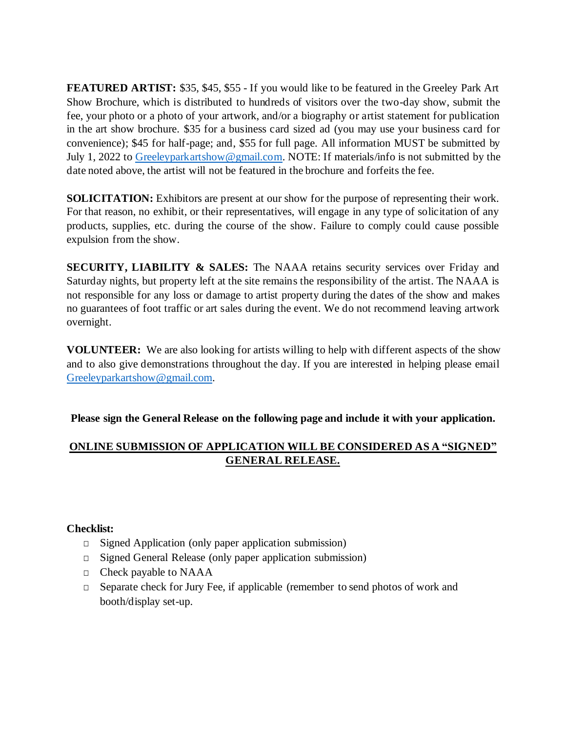**FEATURED ARTIST:** $35, $45, $55 - If you would like to be featured in the Greeley Park Art Show Brochure, which is distributed to hundreds of visitors over the two-day show, submit the fee, your photo or a photo of your artwork, and/or a biography or artist statement for publication in the art show brochure. $35 for a business card sized ad (you may use your business card for convenience); $45 for half-page; and, $55 for full page. All information MUST be submitted by July 1, 2022 to Greeleyparkartshow@gmail.com. NOTE: If materials/info is not submitted by the date noted above, the artist will not be featured in the brochure and forfeits the fee.

**SOLICITATION:** Exhibitors are present at our show for the purpose of representing their work. For that reason, no exhibit, or their representatives, will engage in any type of solicitation of any products, supplies, etc. during the course of the show. Failure to comply could cause possible expulsion from the show.

**SECURITY, LIABILITY & SALES:** The NAAA retains security services over Friday and Saturday nights, but property left at the site remains the responsibility of the artist. The NAAA is not responsible for any loss or damage to artist property during the dates of the show and makes no guarantees of foot traffic or art sales during the event. We do not recommend leaving artwork overnight.

**VOLUNTEER:** We are also looking for artists willing to help with different aspects of the show and to also give demonstrations throughout the day. If you are interested in helping please email Greeleyparkartshow@gmail.com.

**Please sign the General Release on the following page and include it with your application.**

**ONLINE SUBMISSION OF APPLICATION WILL BE CONSIDERED AS A "SIGNED" GENERAL RELEASE.**

**Checklist:**

- ☐ Signed Application (only paper application submission)
- ☐ Signed General Release (only paper application submission)
- ☐ Check payable to NAAA
- ☐ Separate check for Jury Fee, if applicable (remember to send photos of work and booth/display set-up.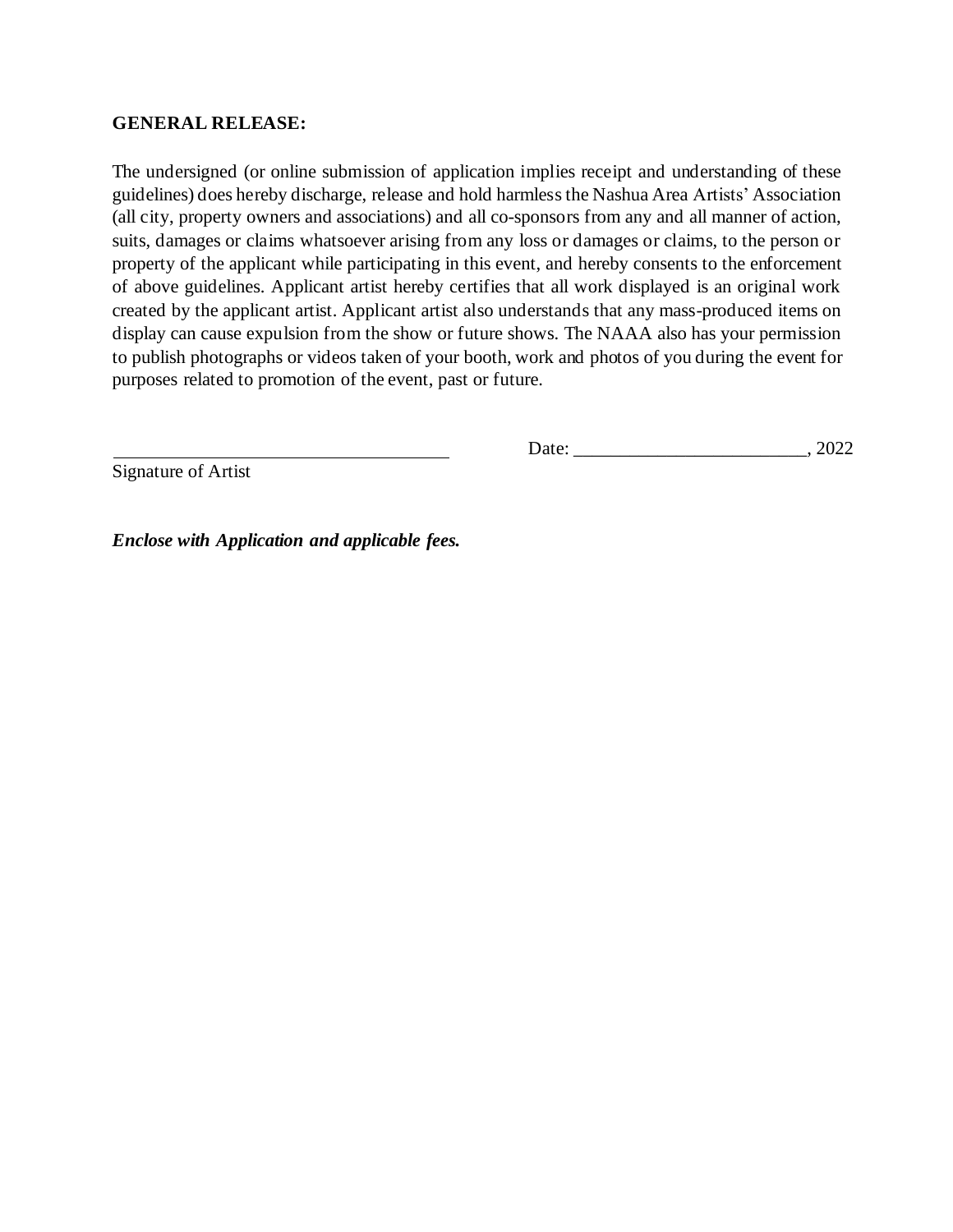**GENERAL RELEASE:**

The undersigned (or online submission of application implies receipt and understanding of these guidelines) does hereby discharge, release and hold harmless the Nashua Area Artists' Association (all city, property owners and associations) and all co-sponsors from any and all manner of action, suits, damages or claims whatsoever arising from any loss or damages or claims, to the person or property of the applicant while participating in this event, and hereby consents to the enforcement of above guidelines. Applicant artist hereby certifies that all work displayed is an original work created by the applicant artist. Applicant artist also understands that any mass-produced items on display can cause expulsion from the show or future shows. The NAAA also has your permission to publish photographs or videos taken of your booth, work and photos of you during the event for purposes related to promotion of the event, past or future.

___________________________________ Date: ________________________, 2022

Signature of Artist

***Enclose with Application and applicable fees.***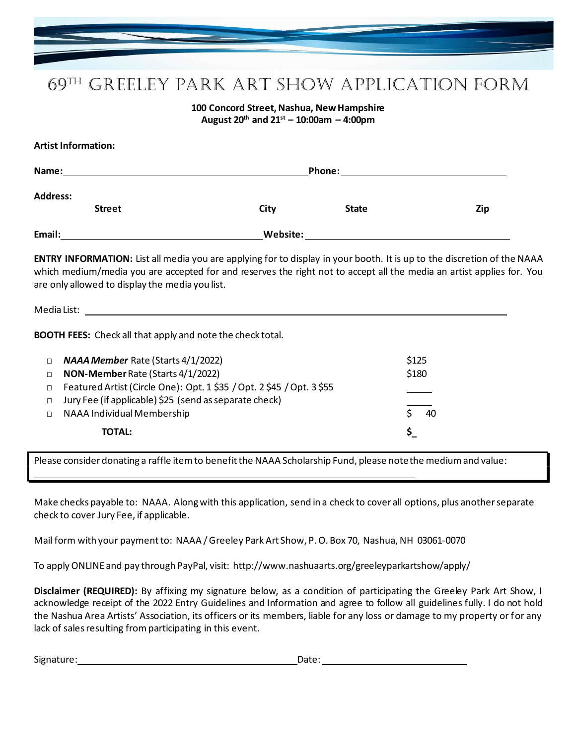# 69TH Greeley Park Art Show Application Form

**100 Concord Street, Nashua, New Hampshire**
**August 20th and 21st – 10:00am – 4:00pm**

**Artist Information:**

**Name:** ______________________ **Phone:** ______________________

**Address:**
**Street** **City** **State** **Zip**

**Email:** ______________________ **Website:** ______________________

**ENTRY INFORMATION:** List all media you are applying for to display in your booth. It is up to the discretion of the NAAA which medium/media you are accepted for and reserves the right not to accept all the media an artist applies for. You are only allowed to display the media you list.

Media List: ______________________

**BOOTH FEES:** Check all that apply and note the check total.

| | | |
|---|---|---|
| □ | ***NAAA Member*** Rate (Starts 4/1/2022) | $125 |
| □ | **NON-Member** Rate (Starts 4/1/2022) | $180 |
| □ | Featured Artist (Circle One): Opt. 1 $35 / Opt. 2 $45 / Opt. 3 $55 | ____ |
| □ | Jury Fee (if applicable) $25 (send as separate check) | ____ |
| □ | NAAA Individual Membership | $ 40 |
| | **TOTAL:** | **$_** |

Please consider donating a raffle item to benefit the NAAA Scholarship Fund, please note the medium and value:
______________________

Make checks payable to: NAAA. Along with this application, send in a check to cover all options, plus another separate check to cover Jury Fee, if applicable.

Mail form with your payment to: NAAA / Greeley Park Art Show, P. O. Box 70, Nashua, NH 03061-0070

To apply ONLINE and pay through PayPal, visit: http://www.nashuaarts.org/greeleyparkartshow/apply/

**Disclaimer (REQUIRED):** By affixing my signature below, as a condition of participating the Greeley Park Art Show, I acknowledge receipt of the 2022 Entry Guidelines and Information and agree to follow all guidelines fully. I do not hold the Nashua Area Artists' Association, its officers or its members, liable for any loss or damage to my property or for any lack of sales resulting from participating in this event.

Signature: ______________________ Date: ______________________